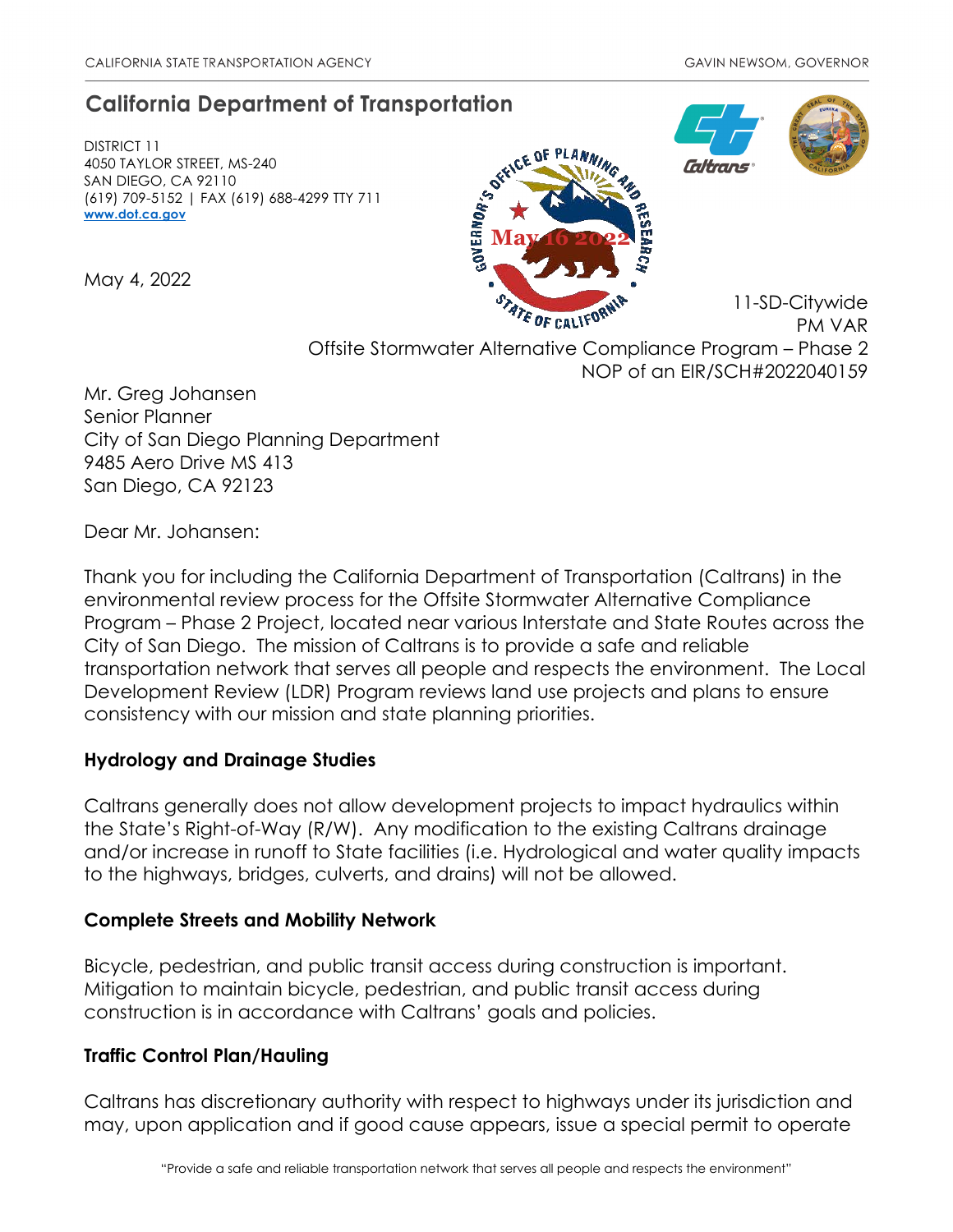CALIFORNIA STATE TRANSPORTATION AGENCY GAVIN NEWSOM, GOVERNOR

## California Department of Transportation

DISTRICT 11
4050 TAYLOR STREET, MS-240
SAN DIEGO, CA 92110
(619) 709-5152 | FAX (619) 688-4299 TTY 711
www.dot.ca.gov

May 16 2022

May 4, 2022

11-SD-Citywide
PM VAR
Offsite Stormwater Alternative Compliance Program – Phase 2
NOP of an EIR/SCH#2022040159

Mr. Greg Johansen
Senior Planner
City of San Diego Planning Department
9485 Aero Drive MS 413
San Diego, CA 92123

Dear Mr. Johansen:

Thank you for including the California Department of Transportation (Caltrans) in the environmental review process for the Offsite Stormwater Alternative Compliance Program – Phase 2 Project, located near various Interstate and State Routes across the City of San Diego. The mission of Caltrans is to provide a safe and reliable transportation network that serves all people and respects the environment. The Local Development Review (LDR) Program reviews land use projects and plans to ensure consistency with our mission and state planning priorities.

**Hydrology and Drainage Studies**

Caltrans generally does not allow development projects to impact hydraulics within the State's Right-of-Way (R/W). Any modification to the existing Caltrans drainage and/or increase in runoff to State facilities (i.e. Hydrological and water quality impacts to the highways, bridges, culverts, and drains) will not be allowed.

**Complete Streets and Mobility Network**

Bicycle, pedestrian, and public transit access during construction is important. Mitigation to maintain bicycle, pedestrian, and public transit access during construction is in accordance with Caltrans' goals and policies.

**Traffic Control Plan/Hauling**

Caltrans has discretionary authority with respect to highways under its jurisdiction and may, upon application and if good cause appears, issue a special permit to operate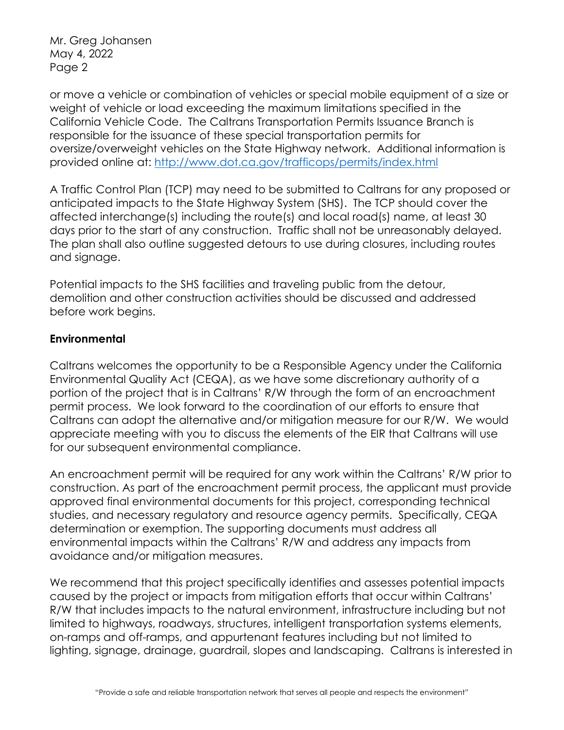or move a vehicle or combination of vehicles or special mobile equipment of a size or weight of vehicle or load exceeding the maximum limitations specified in the California Vehicle Code. The Caltrans Transportation Permits Issuance Branch is responsible for the issuance of these special transportation permits for oversize/overweight vehicles on the State Highway network. Additional information is provided online at: [http://www.dot.ca.gov/trafficops/permits/index.html](http://www.dot.ca.gov/trafficops/permits/index.html)

A Traffic Control Plan (TCP) may need to be submitted to Caltrans for any proposed or anticipated impacts to the State Highway System (SHS). The TCP should cover the affected interchange(s) including the route(s) and local road(s) name, at least 30 days prior to the start of any construction. Traffic shall not be unreasonably delayed. The plan shall also outline suggested detours to use during closures, including routes and signage.

Potential impacts to the SHS facilities and traveling public from the detour, demolition and other construction activities should be discussed and addressed before work begins.

**Environmental**

Caltrans welcomes the opportunity to be a Responsible Agency under the California Environmental Quality Act (CEQA), as we have some discretionary authority of a portion of the project that is in Caltrans' R/W through the form of an encroachment permit process. We look forward to the coordination of our efforts to ensure that Caltrans can adopt the alternative and/or mitigation measure for our R/W. We would appreciate meeting with you to discuss the elements of the EIR that Caltrans will use for our subsequent environmental compliance.

An encroachment permit will be required for any work within the Caltrans' R/W prior to construction. As part of the encroachment permit process, the applicant must provide approved final environmental documents for this project, corresponding technical studies, and necessary regulatory and resource agency permits. Specifically, CEQA determination or exemption. The supporting documents must address all environmental impacts within the Caltrans' R/W and address any impacts from avoidance and/or mitigation measures.

We recommend that this project specifically identifies and assesses potential impacts caused by the project or impacts from mitigation efforts that occur within Caltrans' R/W that includes impacts to the natural environment, infrastructure including but not limited to highways, roadways, structures, intelligent transportation systems elements, on-ramps and off-ramps, and appurtenant features including but not limited to lighting, signage, drainage, guardrail, slopes and landscaping. Caltrans is interested in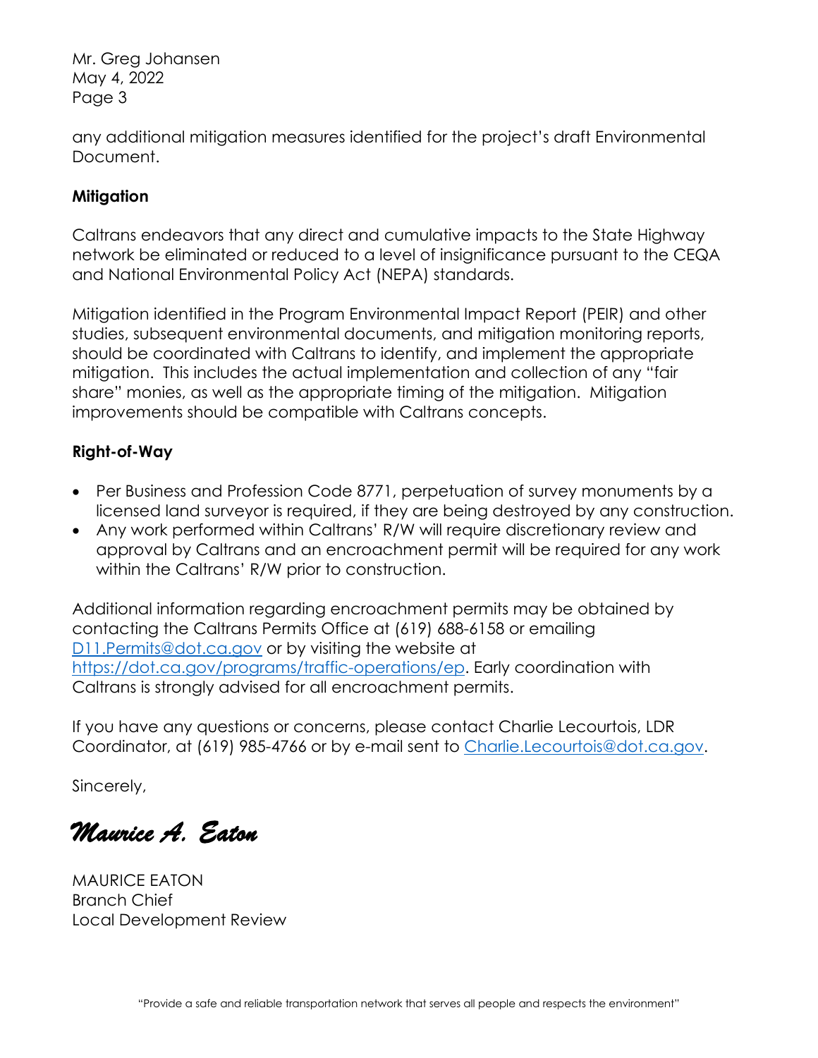any additional mitigation measures identified for the project's draft Environmental Document.

**Mitigation**

Caltrans endeavors that any direct and cumulative impacts to the State Highway network be eliminated or reduced to a level of insignificance pursuant to the CEQA and National Environmental Policy Act (NEPA) standards.

Mitigation identified in the Program Environmental Impact Report (PEIR) and other studies, subsequent environmental documents, and mitigation monitoring reports, should be coordinated with Caltrans to identify, and implement the appropriate mitigation. This includes the actual implementation and collection of any "fair share" monies, as well as the appropriate timing of the mitigation. Mitigation improvements should be compatible with Caltrans concepts.

**Right-of-Way**

- Per Business and Profession Code 8771, perpetuation of survey monuments by a licensed land surveyor is required, if they are being destroyed by any construction.
- Any work performed within Caltrans' R/W will require discretionary review and approval by Caltrans and an encroachment permit will be required for any work within the Caltrans' R/W prior to construction.

Additional information regarding encroachment permits may be obtained by contacting the Caltrans Permits Office at (619) 688-6158 or emailing D11.Permits@dot.ca.gov or by visiting the website at https://dot.ca.gov/programs/traffic-operations/ep. Early coordination with Caltrans is strongly advised for all encroachment permits.

If you have any questions or concerns, please contact Charlie Lecourtois, LDR Coordinator, at (619) 985-4766 or by e-mail sent to Charlie.Lecourtois@dot.ca.gov.

Sincerely,

*Maurice A. Eaton*

MAURICE EATON
Branch Chief
Local Development Review

"Provide a safe and reliable transportation network that serves all people and respects the environment"